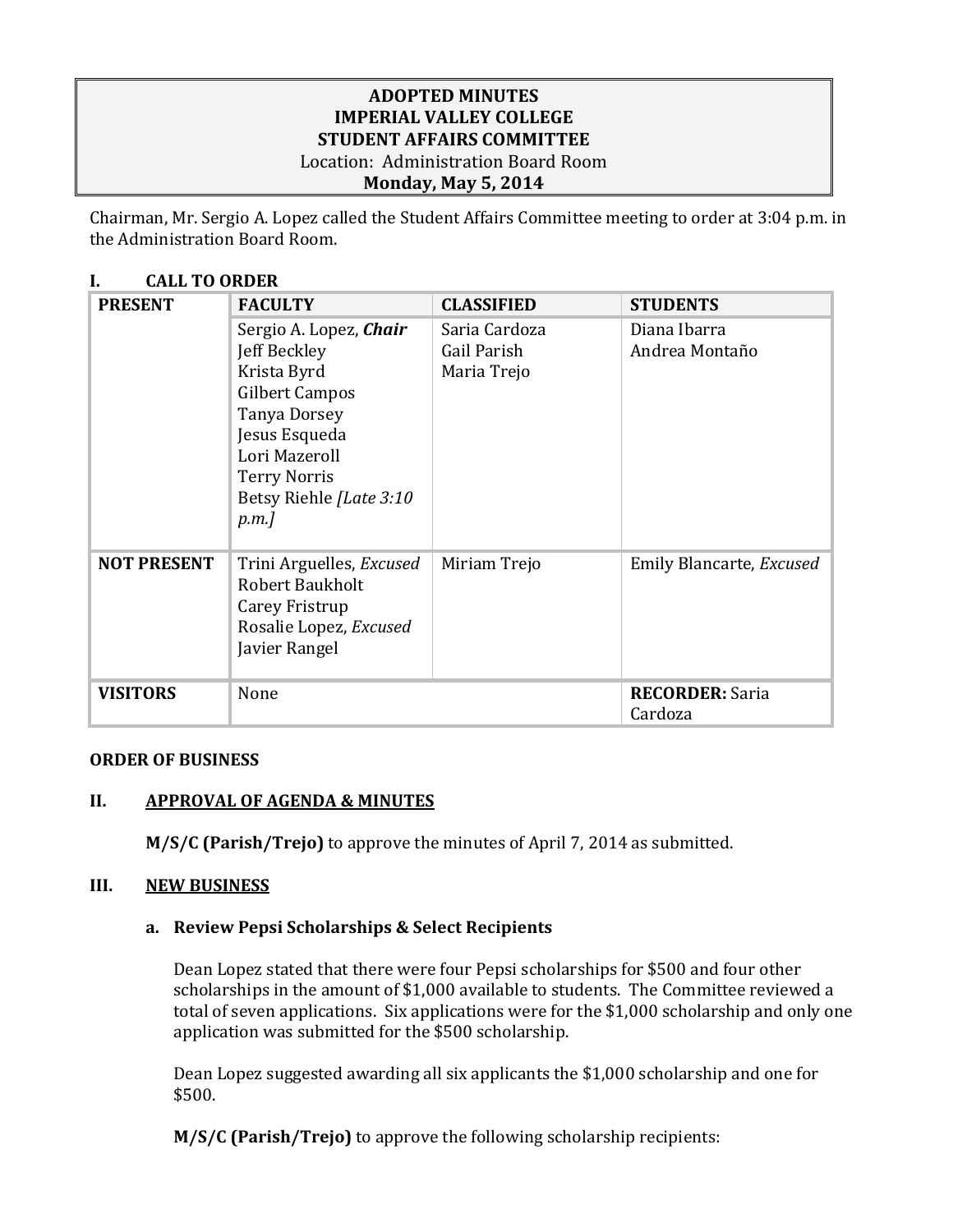# ADOPTED MINUTES
# IMPERIAL VALLEY COLLEGE
# STUDENT AFFAIRS COMMITTEE

Location: Administration Board Room

**Monday, May 5, 2014**

Chairman, Mr. Sergio A. Lopez called the Student Affairs Committee meeting to order at 3:04 p.m. in the Administration Board Room.

## I. CALL TO ORDER

| PRESENT | FACULTY | CLASSIFIED | STUDENTS |
|---|---|---|---|
| | Sergio A. Lopez, ***Chair***<br>Jeff Beckley<br>Krista Byrd<br>Gilbert Campos<br>Tanya Dorsey<br>Jesus Esqueda<br>Lori Mazeroll<br>Terry Norris<br>Betsy Riehle *[Late 3:10 p.m.]* | Saria Cardoza<br>Gail Parish<br>Maria Trejo | Diana Ibarra<br>Andrea Montaño |
| **NOT PRESENT** | Trini Arguelles, *Excused*<br>Robert Baukholt<br>Carey Fristrup<br>Rosalie Lopez, *Excused*<br>Javier Rangel | Miriam Trejo | Emily Blancarte, *Excused* |
| **VISITORS** | None | | **RECORDER:** Saria Cardoza |

**ORDER OF BUSINESS**

## II. APPROVAL OF AGENDA & MINUTES

**M/S/C (Parish/Trejo)** to approve the minutes of April 7, 2014 as submitted.

## III. NEW BUSINESS

### a. Review Pepsi Scholarships & Select Recipients

Dean Lopez stated that there were four Pepsi scholarships for $500 and four other scholarships in the amount of $1,000 available to students. The Committee reviewed a total of seven applications. Six applications were for the $1,000 scholarship and only one application was submitted for the $500 scholarship.

Dean Lopez suggested awarding all six applicants the $1,000 scholarship and one for $500.

**M/S/C (Parish/Trejo)** to approve the following scholarship recipients: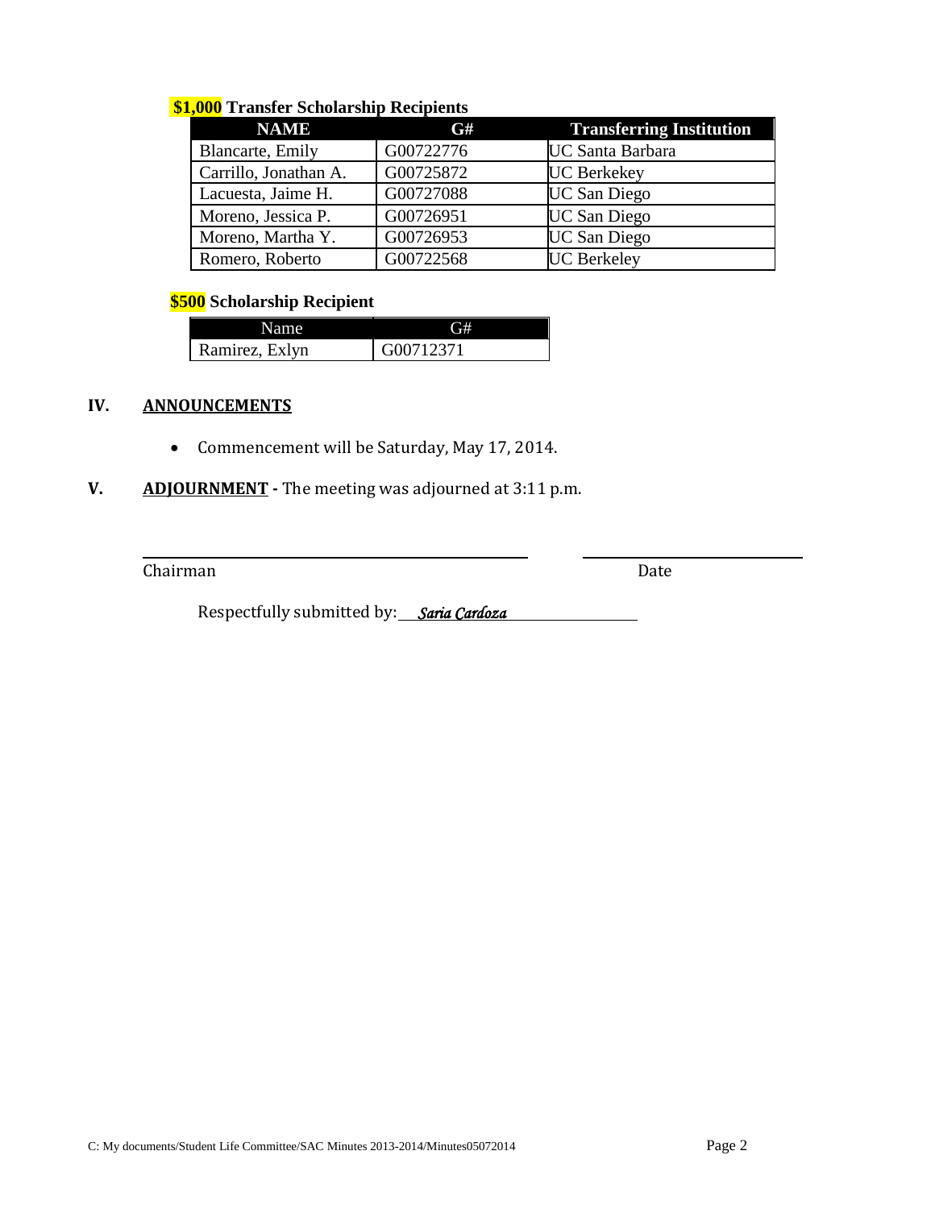**$1,000 Transfer Scholarship Recipients**

| NAME | G# | Transferring Institution |
|---|---|---|
| Blancarte, Emily | G00722776 | UC Santa Barbara |
| Carrillo, Jonathan A. | G00725872 | UC Berkekey |
| Lacuesta, Jaime H. | G00727088 | UC San Diego |
| Moreno, Jessica P. | G00726951 | UC San Diego |
| Moreno, Martha Y. | G00726953 | UC San Diego |
| Romero, Roberto | G00722568 | UC Berkeley |

**$500 Scholarship Recipient**

| Name | G# |
|---|---|
| Ramirez, Exlyn | G00712371 |

## IV. ANNOUNCEMENTS

- Commencement will be Saturday, May 17, 2014.

## V. ADJOURNMENT - The meeting was adjourned at 3:11 p.m.

Chairman &nbsp;&nbsp;&nbsp;&nbsp;&nbsp;&nbsp;&nbsp;&nbsp;&nbsp;&nbsp;&nbsp;&nbsp;&nbsp;&nbsp;&nbsp;&nbsp;&nbsp;&nbsp;&nbsp;&nbsp; Date

Respectfully submitted by: *Saria Cardoza*

C: My documents/Student Life Committee/SAC Minutes 2013-2014/Minutes05072014